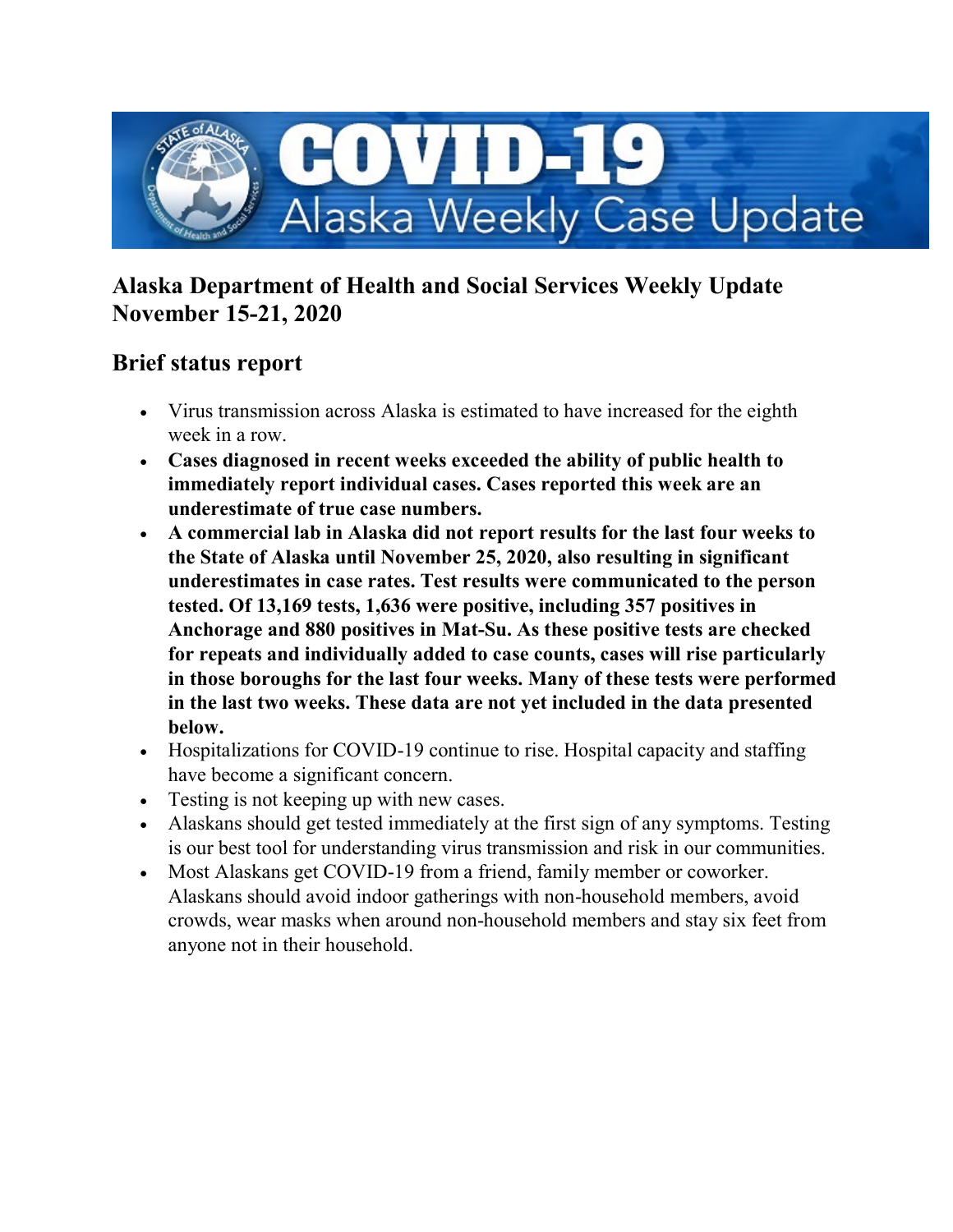## Alaska Department of Health and Social Services Weekly Update November 15-21, 2020

## Brief status report

- Virus transmission across Alaska is estimated to have increased for the eighth week in a row.
- **Cases diagnosed in recent weeks exceeded the ability of public health to immediately report individual cases. Cases reported this week are an underestimate of true case numbers.**
- **A commercial lab in Alaska did not report results for the last four weeks to the State of Alaska until November 25, 2020, also resulting in significant underestimates in case rates. Test results were communicated to the person tested. Of 13,169 tests, 1,636 were positive, including 357 positives in Anchorage and 880 positives in Mat-Su. As these positive tests are checked for repeats and individually added to case counts, cases will rise particularly in those boroughs for the last four weeks. Many of these tests were performed in the last two weeks. These data are not yet included in the data presented below.**
- Hospitalizations for COVID-19 continue to rise. Hospital capacity and staffing have become a significant concern.
- Testing is not keeping up with new cases.
- Alaskans should get tested immediately at the first sign of any symptoms. Testing is our best tool for understanding virus transmission and risk in our communities.
- Most Alaskans get COVID-19 from a friend, family member or coworker. Alaskans should avoid indoor gatherings with non-household members, avoid crowds, wear masks when around non-household members and stay six feet from anyone not in their household.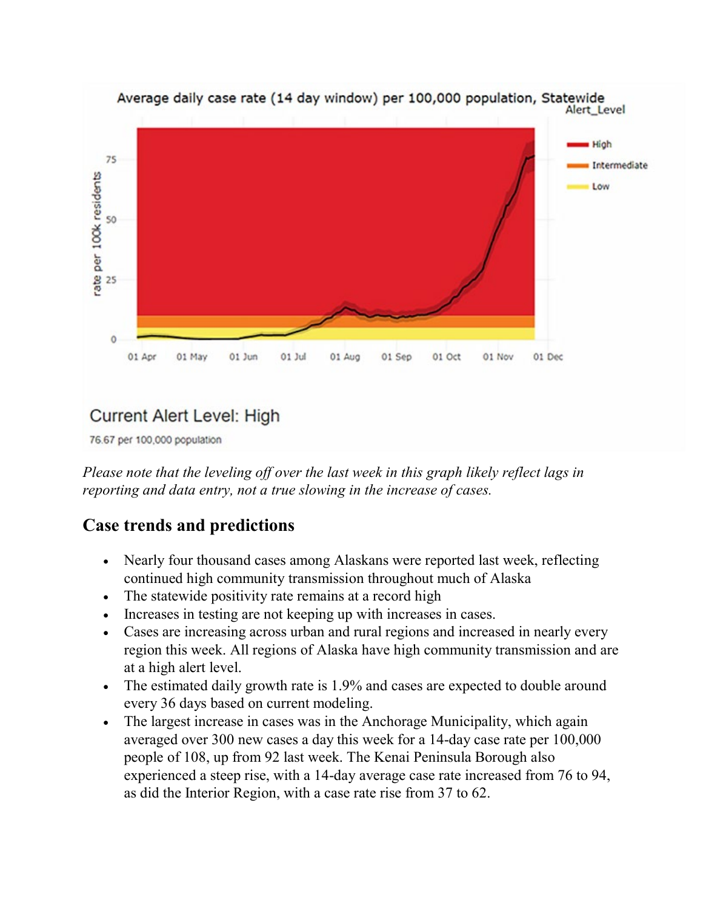Average daily case rate (14 day window) per 100,000 population, Statewide

Alert_Level: High, Intermediate, Low

Current Alert Level: High

76.67 per 100,000 population

*Please note that the leveling off over the last week in this graph likely reflect lags in reporting and data entry, not a true slowing in the increase of cases.*

## Case trends and predictions

- Nearly four thousand cases among Alaskans were reported last week, reflecting continued high community transmission throughout much of Alaska
- The statewide positivity rate remains at a record high
- Increases in testing are not keeping up with increases in cases.
- Cases are increasing across urban and rural regions and increased in nearly every region this week. All regions of Alaska have high community transmission and are at a high alert level.
- The estimated daily growth rate is 1.9% and cases are expected to double around every 36 days based on current modeling.
- The largest increase in cases was in the Anchorage Municipality, which again averaged over 300 new cases a day this week for a 14-day case rate per 100,000 people of 108, up from 92 last week. The Kenai Peninsula Borough also experienced a steep rise, with a 14-day average case rate increased from 76 to 94, as did the Interior Region, with a case rate rise from 37 to 62.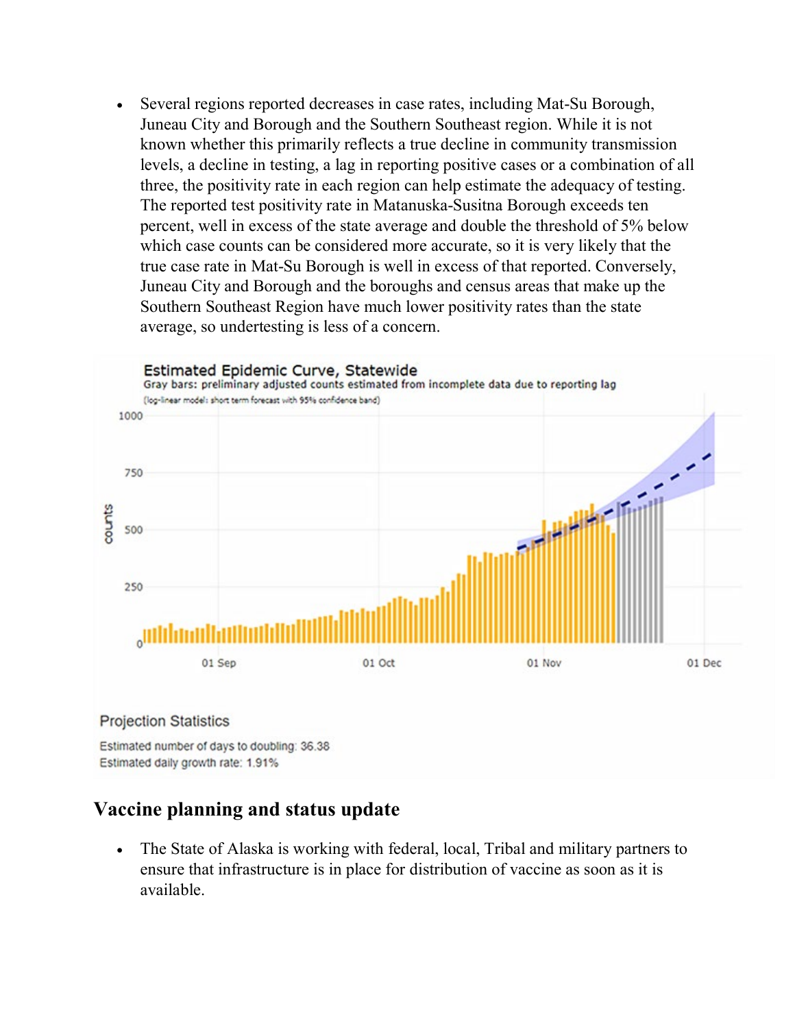- Several regions reported decreases in case rates, including Mat-Su Borough, Juneau City and Borough and the Southern Southeast region. While it is not known whether this primarily reflects a true decline in community transmission levels, a decline in testing, a lag in reporting positive cases or a combination of all three, the positivity rate in each region can help estimate the adequacy of testing. The reported test positivity rate in Matanuska-Susitna Borough exceeds ten percent, well in excess of the state average and double the threshold of 5% below which case counts can be considered more accurate, so it is very likely that the true case rate in Mat-Su Borough is well in excess of that reported. Conversely, Juneau City and Borough and the boroughs and census areas that make up the Southern Southeast Region have much lower positivity rates than the state average, so undertesting is less of a concern.

**Estimated Epidemic Curve, Statewide**

Gray bars: preliminary adjusted counts estimated from incomplete data due to reporting lag

(log-linear model: short term forecast with 95% confidence band)

Projection Statistics

Estimated number of days to doubling: 36.38

Estimated daily growth rate: 1.91%

## Vaccine planning and status update

- The State of Alaska is working with federal, local, Tribal and military partners to ensure that infrastructure is in place for distribution of vaccine as soon as it is available.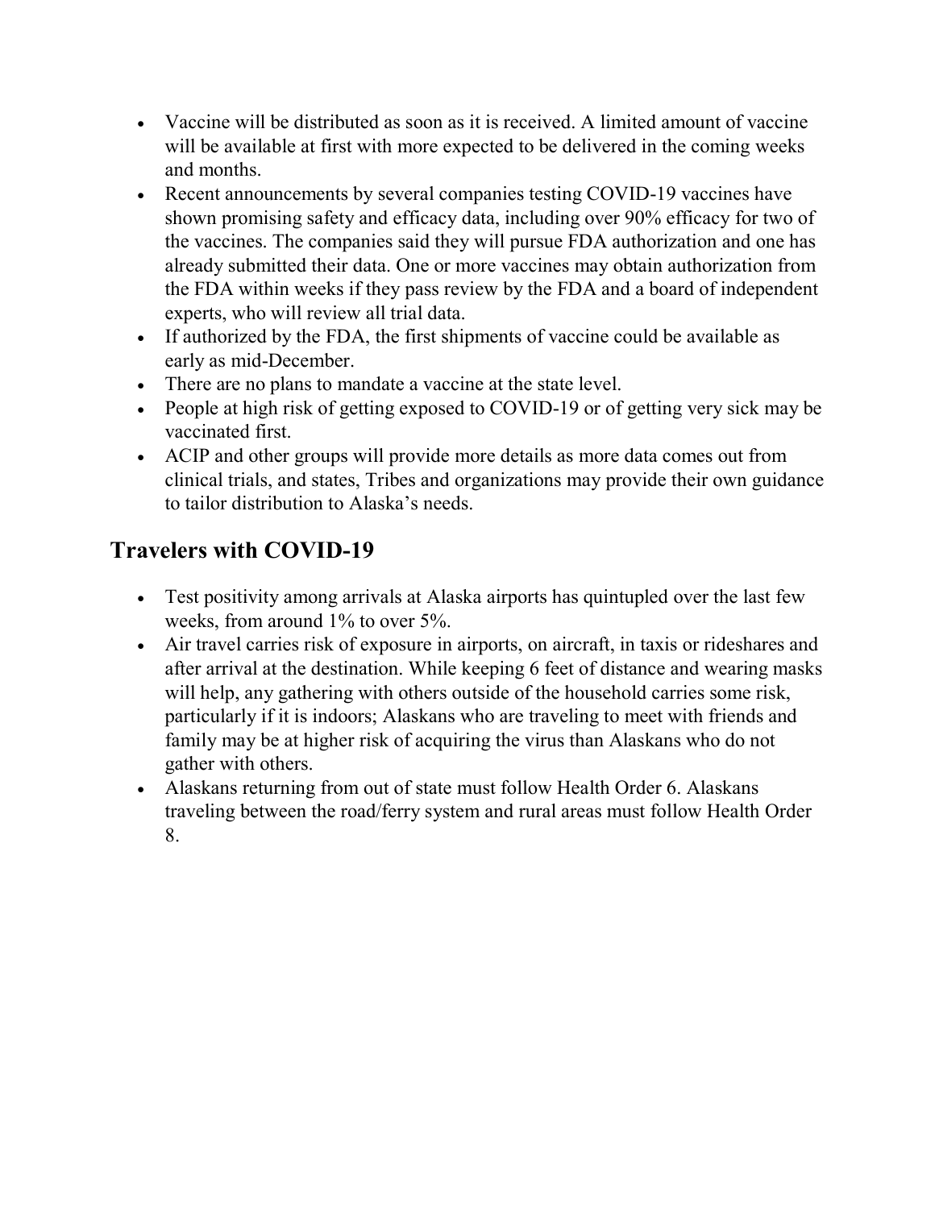- Vaccine will be distributed as soon as it is received. A limited amount of vaccine will be available at first with more expected to be delivered in the coming weeks and months.
- Recent announcements by several companies testing COVID-19 vaccines have shown promising safety and efficacy data, including over 90% efficacy for two of the vaccines. The companies said they will pursue FDA authorization and one has already submitted their data. One or more vaccines may obtain authorization from the FDA within weeks if they pass review by the FDA and a board of independent experts, who will review all trial data.
- If authorized by the FDA, the first shipments of vaccine could be available as early as mid-December.
- There are no plans to mandate a vaccine at the state level.
- People at high risk of getting exposed to COVID-19 or of getting very sick may be vaccinated first.
- ACIP and other groups will provide more details as more data comes out from clinical trials, and states, Tribes and organizations may provide their own guidance to tailor distribution to Alaska's needs.

## Travelers with COVID-19

- Test positivity among arrivals at Alaska airports has quintupled over the last few weeks, from around 1% to over 5%.
- Air travel carries risk of exposure in airports, on aircraft, in taxis or rideshares and after arrival at the destination. While keeping 6 feet of distance and wearing masks will help, any gathering with others outside of the household carries some risk, particularly if it is indoors; Alaskans who are traveling to meet with friends and family may be at higher risk of acquiring the virus than Alaskans who do not gather with others.
- Alaskans returning from out of state must follow Health Order 6. Alaskans traveling between the road/ferry system and rural areas must follow Health Order 8.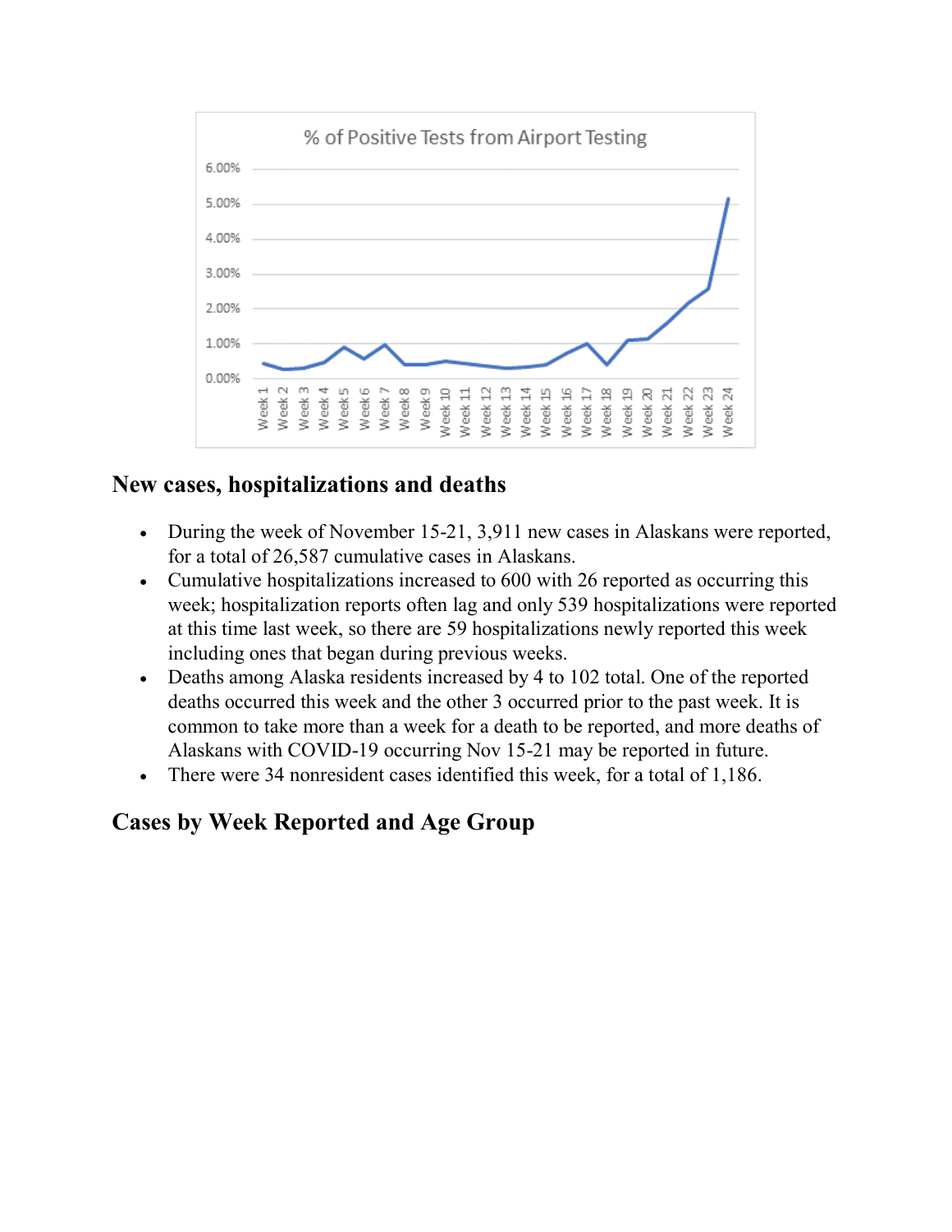## New cases, hospitalizations and deaths

- During the week of November 15-21, 3,911 new cases in Alaskans were reported, for a total of 26,587 cumulative cases in Alaskans.
- Cumulative hospitalizations increased to 600 with 26 reported as occurring this week; hospitalization reports often lag and only 539 hospitalizations were reported at this time last week, so there are 59 hospitalizations newly reported this week including ones that began during previous weeks.
- Deaths among Alaska residents increased by 4 to 102 total. One of the reported deaths occurred this week and the other 3 occurred prior to the past week. It is common to take more than a week for a death to be reported, and more deaths of Alaskans with COVID-19 occurring Nov 15-21 may be reported in future.
- There were 34 nonresident cases identified this week, for a total of 1,186.

## Cases by Week Reported and Age Group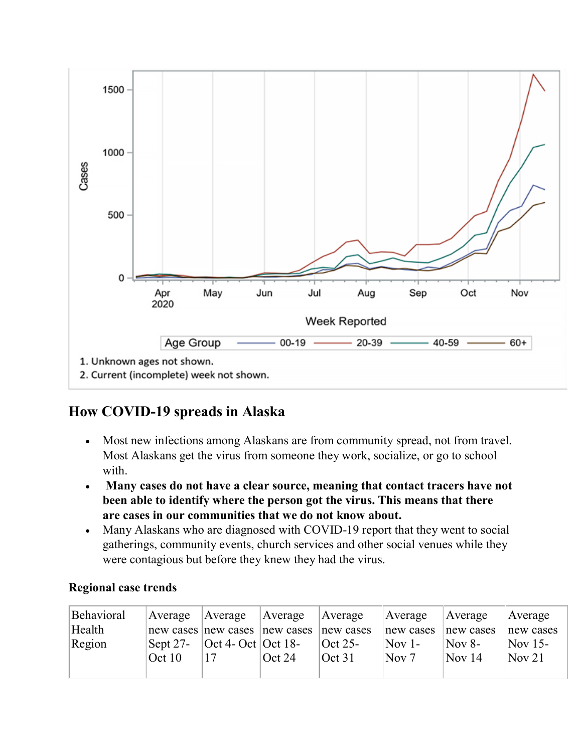1. Unknown ages not shown.
2. Current (incomplete) week not shown.

## How COVID-19 spreads in Alaska

- Most new infections among Alaskans are from community spread, not from travel. Most Alaskans get the virus from someone they work, socialize, or go to school with.
- **Many cases do not have a clear source, meaning that contact tracers have not been able to identify where the person got the virus. This means that there are cases in our communities that we do not know about.**
- Many Alaskans who are diagnosed with COVID-19 report that they went to social gatherings, community events, church services and other social venues while they were contagious but before they knew they had the virus.

### Regional case trends

| Behavioral Health Region | Average new cases Sept 27-Oct 10 | Average new cases Oct 4- Oct 17 | Average new cases Oct 18-Oct 24 | Average new cases Oct 25-Oct 31 | Average new cases Nov 1-Nov 7 | Average new cases Nov 8-Nov 14 | Average new cases Nov 15-Nov 21 |
|---|---|---|---|---|---|---|---|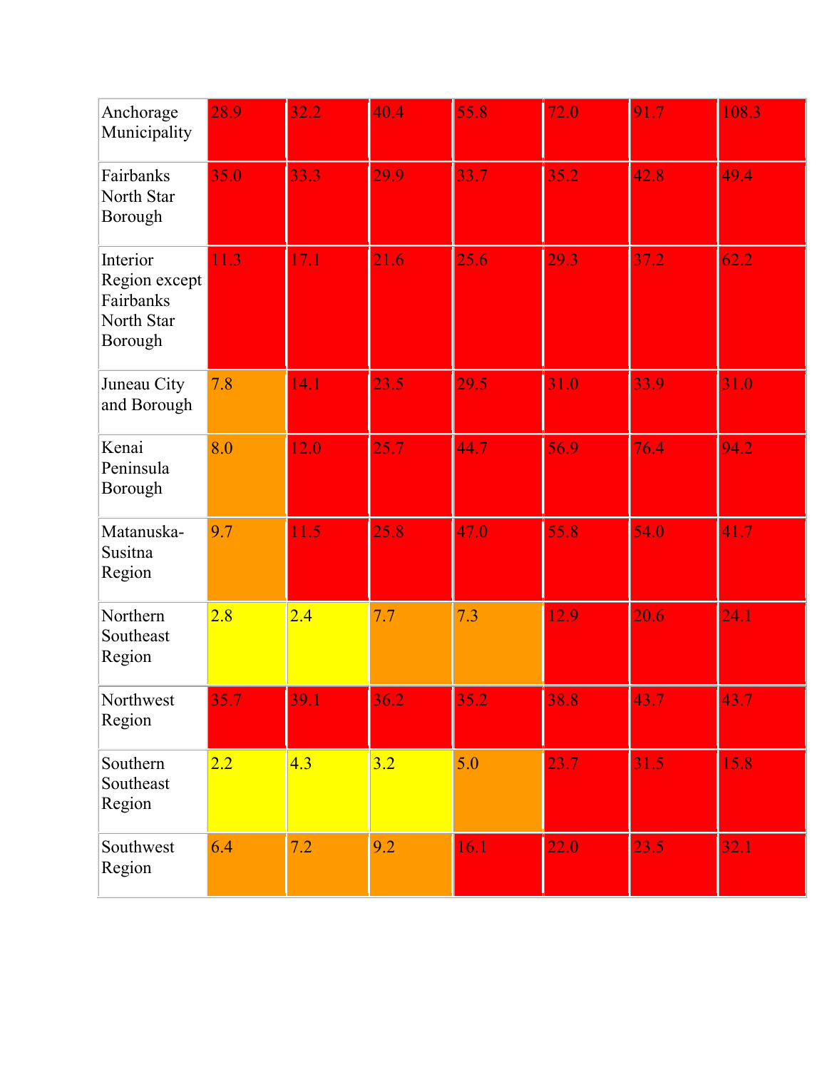| | | | | | | | |
|---|---|---|---|---|---|---|---|
| Anchorage Municipality | 28.9 | 32.2 | 40.4 | 55.8 | 72.0 | 91.7 | 108.3 |
| Fairbanks North Star Borough | 35.0 | 33.3 | 29.9 | 33.7 | 35.2 | 42.8 | 49.4 |
| Interior Region except Fairbanks North Star Borough | 11.3 | 17.1 | 21.6 | 25.6 | 29.3 | 37.2 | 62.2 |
| Juneau City and Borough | 7.8 | 14.1 | 23.5 | 29.5 | 31.0 | 33.9 | 31.0 |
| Kenai Peninsula Borough | 8.0 | 12.0 | 25.7 | 44.7 | 56.9 | 76.4 | 94.2 |
| Matanuska-Susitna Region | 9.7 | 11.5 | 25.8 | 47.0 | 55.8 | 54.0 | 41.7 |
| Northern Southeast Region | 2.8 | 2.4 | 7.7 | 7.3 | 12.9 | 20.6 | 24.1 |
| Northwest Region | 35.7 | 39.1 | 36.2 | 35.2 | 38.8 | 43.7 | 43.7 |
| Southern Southeast Region | 2.2 | 4.3 | 3.2 | 5.0 | 23.7 | 31.5 | 15.8 |
| Southwest Region | 6.4 | 7.2 | 9.2 | 16.1 | 22.0 | 23.5 | 32.1 |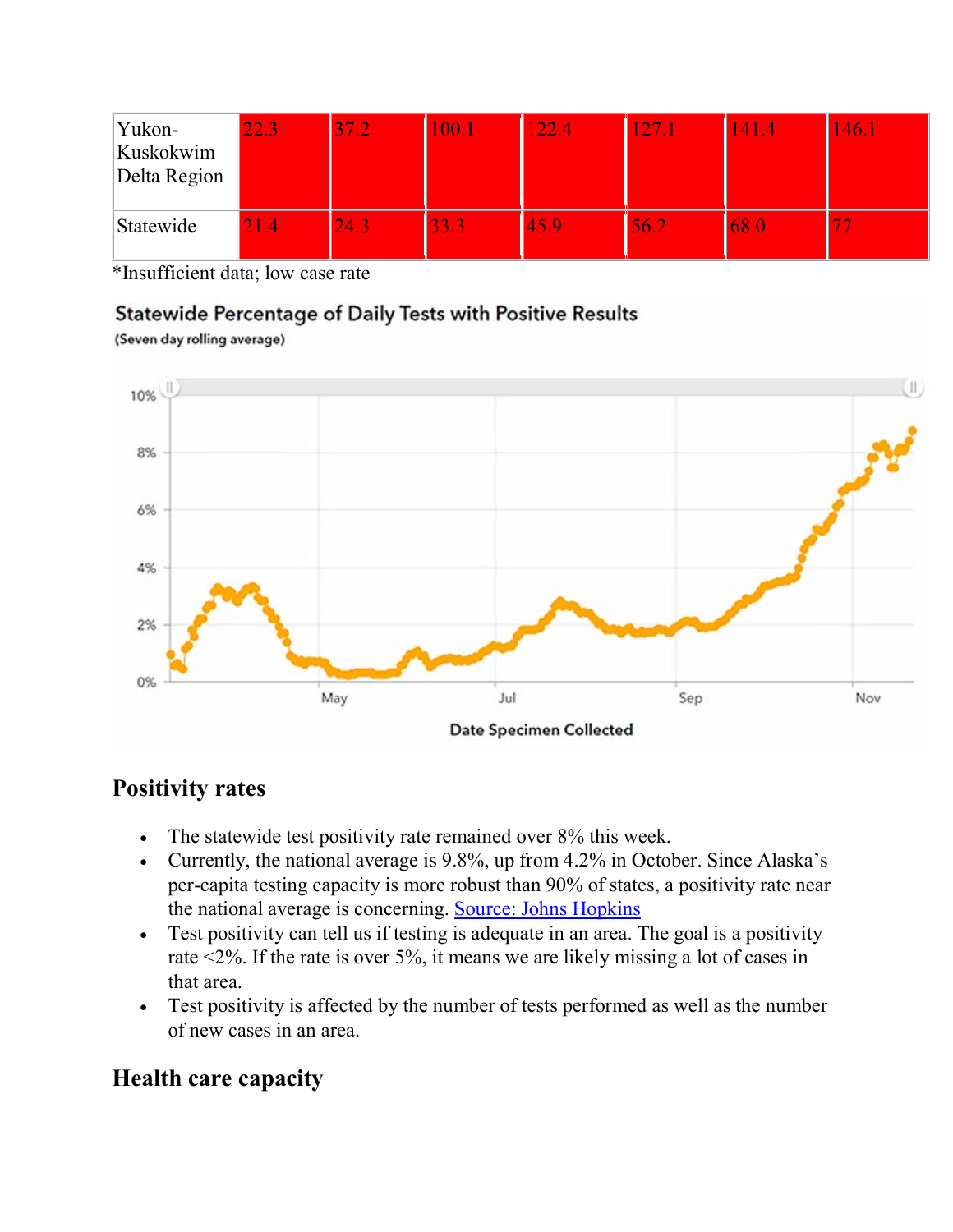| Yukon-Kuskokwim Delta Region | 22.3 | 37.2 | 100.1 | 122.4 | 127.1 | 141.4 | 146.1 |
|---|---|---|---|---|---|---|---|
| Statewide | 21.4 | 24.3 | 33.3 | 45.9 | 56.2 | 68.0 | 77 |

*Insufficient data; low case rate

Statewide Percentage of Daily Tests with Positive Results

(Seven day rolling average)

## Positivity rates

- The statewide test positivity rate remained over 8% this week.
- Currently, the national average is 9.8%, up from 4.2% in October. Since Alaska's per-capita testing capacity is more robust than 90% of states, a positivity rate near the national average is concerning. [Source: Johns Hopkins]
- Test positivity can tell us if testing is adequate in an area. The goal is a positivity rate <2%. If the rate is over 5%, it means we are likely missing a lot of cases in that area.
- Test positivity is affected by the number of tests performed as well as the number of new cases in an area.

## Health care capacity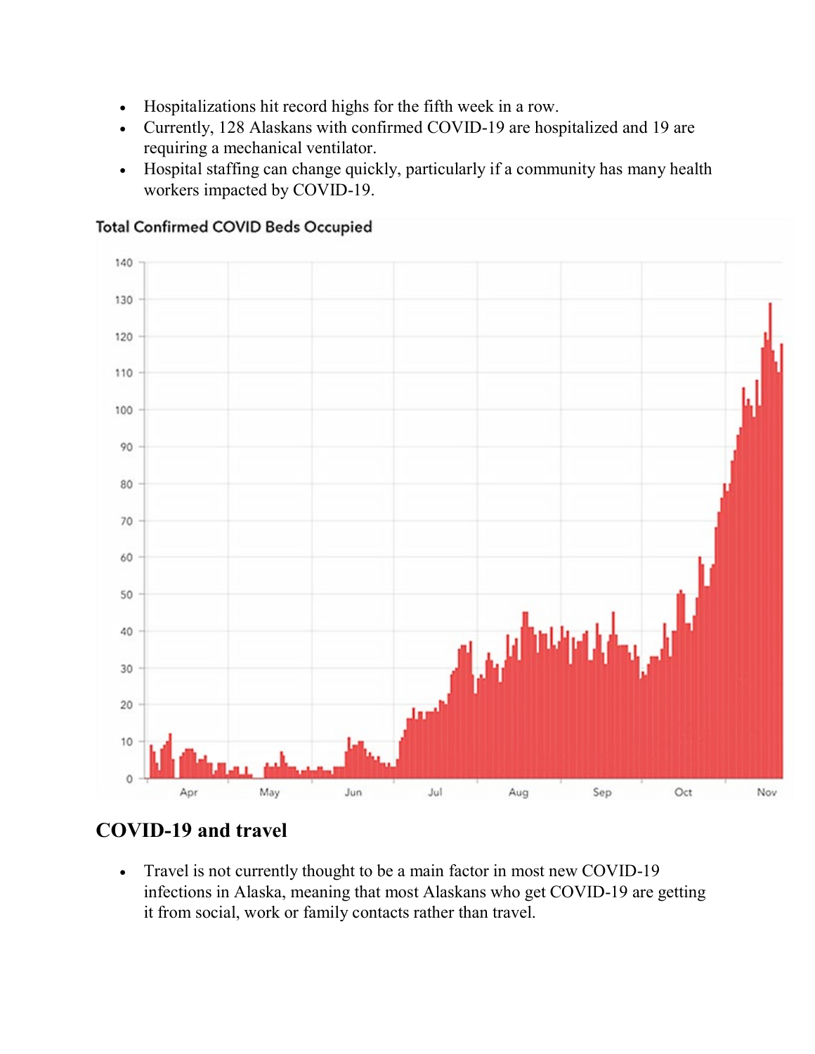- Hospitalizations hit record highs for the fifth week in a row.
- Currently, 128 Alaskans with confirmed COVID-19 are hospitalized and 19 are requiring a mechanical ventilator.
- Hospital staffing can change quickly, particularly if a community has many health workers impacted by COVID-19.

Total Confirmed COVID Beds Occupied

## COVID-19 and travel

- Travel is not currently thought to be a main factor in most new COVID-19 infections in Alaska, meaning that most Alaskans who get COVID-19 are getting it from social, work or family contacts rather than travel.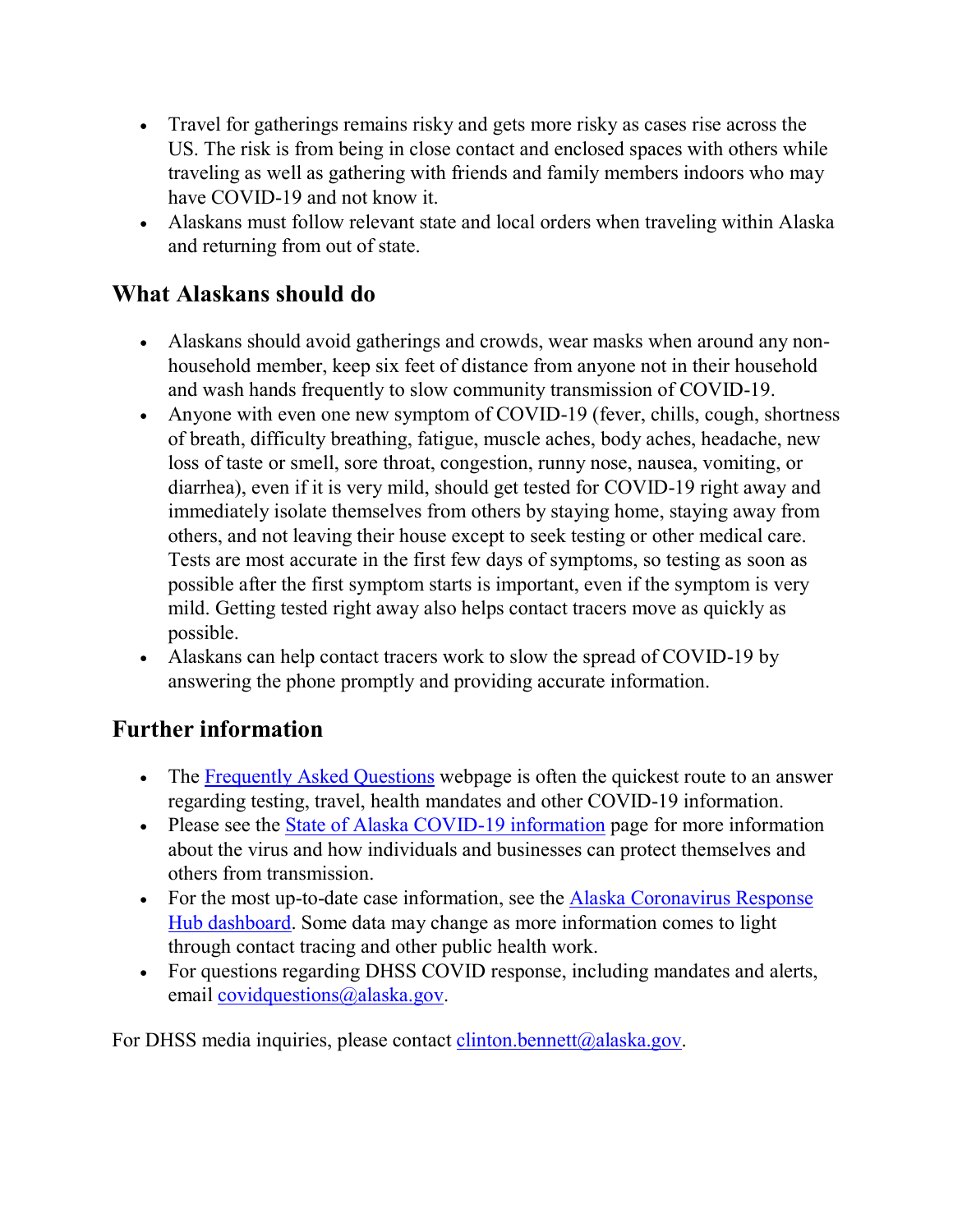- Travel for gatherings remains risky and gets more risky as cases rise across the US. The risk is from being in close contact and enclosed spaces with others while traveling as well as gathering with friends and family members indoors who may have COVID-19 and not know it.
- Alaskans must follow relevant state and local orders when traveling within Alaska and returning from out of state.

## What Alaskans should do

- Alaskans should avoid gatherings and crowds, wear masks when around any non-household member, keep six feet of distance from anyone not in their household and wash hands frequently to slow community transmission of COVID-19.
- Anyone with even one new symptom of COVID-19 (fever, chills, cough, shortness of breath, difficulty breathing, fatigue, muscle aches, body aches, headache, new loss of taste or smell, sore throat, congestion, runny nose, nausea, vomiting, or diarrhea), even if it is very mild, should get tested for COVID-19 right away and immediately isolate themselves from others by staying home, staying away from others, and not leaving their house except to seek testing or other medical care. Tests are most accurate in the first few days of symptoms, so testing as soon as possible after the first symptom starts is important, even if the symptom is very mild. Getting tested right away also helps contact tracers move as quickly as possible.
- Alaskans can help contact tracers work to slow the spread of COVID-19 by answering the phone promptly and providing accurate information.

## Further information

- The [Frequently Asked Questions]() webpage is often the quickest route to an answer regarding testing, travel, health mandates and other COVID-19 information.
- Please see the [State of Alaska COVID-19 information]() page for more information about the virus and how individuals and businesses can protect themselves and others from transmission.
- For the most up-to-date case information, see the [Alaska Coronavirus Response Hub dashboard](). Some data may change as more information comes to light through contact tracing and other public health work.
- For questions regarding DHSS COVID response, including mandates and alerts, email covidquestions@alaska.gov.

For DHSS media inquiries, please contact clinton.bennett@alaska.gov.